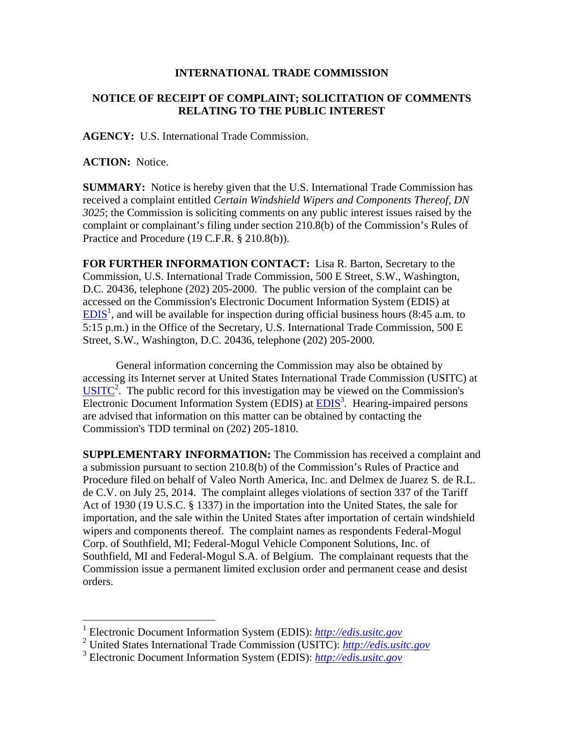# INTERNATIONAL TRADE COMMISSION

## NOTICE OF RECEIPT OF COMPLAINT; SOLICITATION OF COMMENTS RELATING TO THE PUBLIC INTEREST

**AGENCY:** U.S. International Trade Commission.

**ACTION:** Notice.

**SUMMARY:** Notice is hereby given that the U.S. International Trade Commission has received a complaint entitled *Certain Windshield Wipers and Components Thereof, DN 3025*; the Commission is soliciting comments on any public interest issues raised by the complaint or complainant's filing under section 210.8(b) of the Commission's Rules of Practice and Procedure (19 C.F.R. § 210.8(b)).

**FOR FURTHER INFORMATION CONTACT:** Lisa R. Barton, Secretary to the Commission, U.S. International Trade Commission, 500 E Street, S.W., Washington, D.C. 20436, telephone (202) 205-2000. The public version of the complaint can be accessed on the Commission's Electronic Document Information System (EDIS) at EDIS[1], and will be available for inspection during official business hours (8:45 a.m. to 5:15 p.m.) in the Office of the Secretary, U.S. International Trade Commission, 500 E Street, S.W., Washington, D.C. 20436, telephone (202) 205-2000.

General information concerning the Commission may also be obtained by accessing its Internet server at United States International Trade Commission (USITC) at USITC[2]. The public record for this investigation may be viewed on the Commission's Electronic Document Information System (EDIS) at EDIS[3]. Hearing-impaired persons are advised that information on this matter can be obtained by contacting the Commission's TDD terminal on (202) 205-1810.

**SUPPLEMENTARY INFORMATION:** The Commission has received a complaint and a submission pursuant to section 210.8(b) of the Commission's Rules of Practice and Procedure filed on behalf of Valeo North America, Inc. and Delmex de Juarez S. de R.L. de C.V. on July 25, 2014. The complaint alleges violations of section 337 of the Tariff Act of 1930 (19 U.S.C. § 1337) in the importation into the United States, the sale for importation, and the sale within the United States after importation of certain windshield wipers and components thereof. The complaint names as respondents Federal-Mogul Corp. of Southfield, MI; Federal-Mogul Vehicle Component Solutions, Inc. of Southfield, MI and Federal-Mogul S.A. of Belgium. The complainant requests that the Commission issue a permanent limited exclusion order and permanent cease and desist orders.

---

[1] Electronic Document Information System (EDIS): *http://edis.usitc.gov*

[2] United States International Trade Commission (USITC): *http://edis.usitc.gov*

[3] Electronic Document Information System (EDIS): *http://edis.usitc.gov*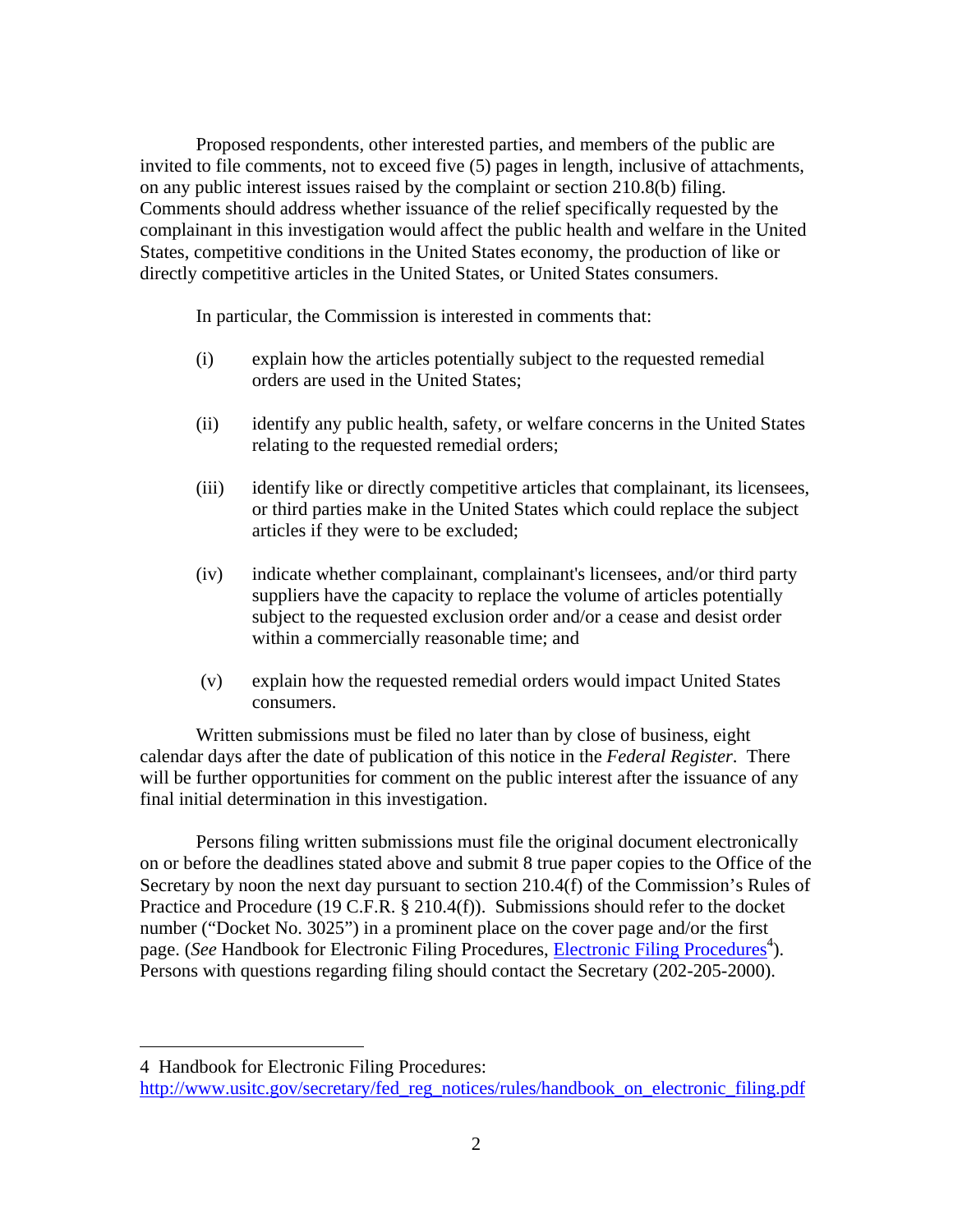Proposed respondents, other interested parties, and members of the public are invited to file comments, not to exceed five (5) pages in length, inclusive of attachments, on any public interest issues raised by the complaint or section 210.8(b) filing. Comments should address whether issuance of the relief specifically requested by the complainant in this investigation would affect the public health and welfare in the United States, competitive conditions in the United States economy, the production of like or directly competitive articles in the United States, or United States consumers.

In particular, the Commission is interested in comments that:

(i) explain how the articles potentially subject to the requested remedial orders are used in the United States;

(ii) identify any public health, safety, or welfare concerns in the United States relating to the requested remedial orders;

(iii) identify like or directly competitive articles that complainant, its licensees, or third parties make in the United States which could replace the subject articles if they were to be excluded;

(iv) indicate whether complainant, complainant's licensees, and/or third party suppliers have the capacity to replace the volume of articles potentially subject to the requested exclusion order and/or a cease and desist order within a commercially reasonable time; and

(v) explain how the requested remedial orders would impact United States consumers.

Written submissions must be filed no later than by close of business, eight calendar days after the date of publication of this notice in the *Federal Register*. There will be further opportunities for comment on the public interest after the issuance of any final initial determination in this investigation.

Persons filing written submissions must file the original document electronically on or before the deadlines stated above and submit 8 true paper copies to the Office of the Secretary by noon the next day pursuant to section 210.4(f) of the Commission's Rules of Practice and Procedure (19 C.F.R. § 210.4(f)). Submissions should refer to the docket number ("Docket No. 3025") in a prominent place on the cover page and/or the first page. (*See* Handbook for Electronic Filing Procedures, Electronic Filing Procedures[4]). Persons with questions regarding filing should contact the Secretary (202-205-2000).

---

4 Handbook for Electronic Filing Procedures: http://www.usitc.gov/secretary/fed_reg_notices/rules/handbook_on_electronic_filing.pdf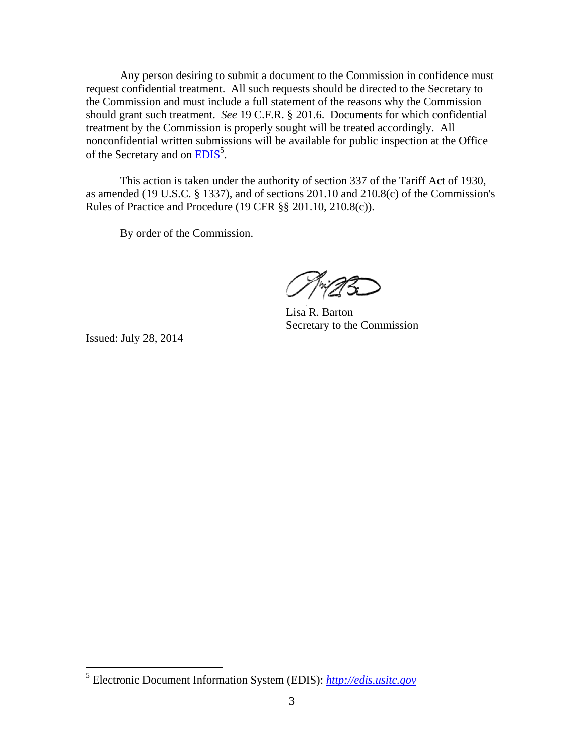Any person desiring to submit a document to the Commission in confidence must request confidential treatment. All such requests should be directed to the Secretary to the Commission and must include a full statement of the reasons why the Commission should grant such treatment. *See* 19 C.F.R. § 201.6. Documents for which confidential treatment by the Commission is properly sought will be treated accordingly. All nonconfidential written submissions will be available for public inspection at the Office of the Secretary and on EDIS[5].

This action is taken under the authority of section 337 of the Tariff Act of 1930, as amended (19 U.S.C. § 1337), and of sections 201.10 and 210.8(c) of the Commission's Rules of Practice and Procedure (19 CFR §§ 201.10, 210.8(c)).

By order of the Commission.

Lisa R. Barton
Secretary to the Commission

Issued: July 28, 2014

---

[5] Electronic Document Information System (EDIS): *http://edis.usitc.gov*